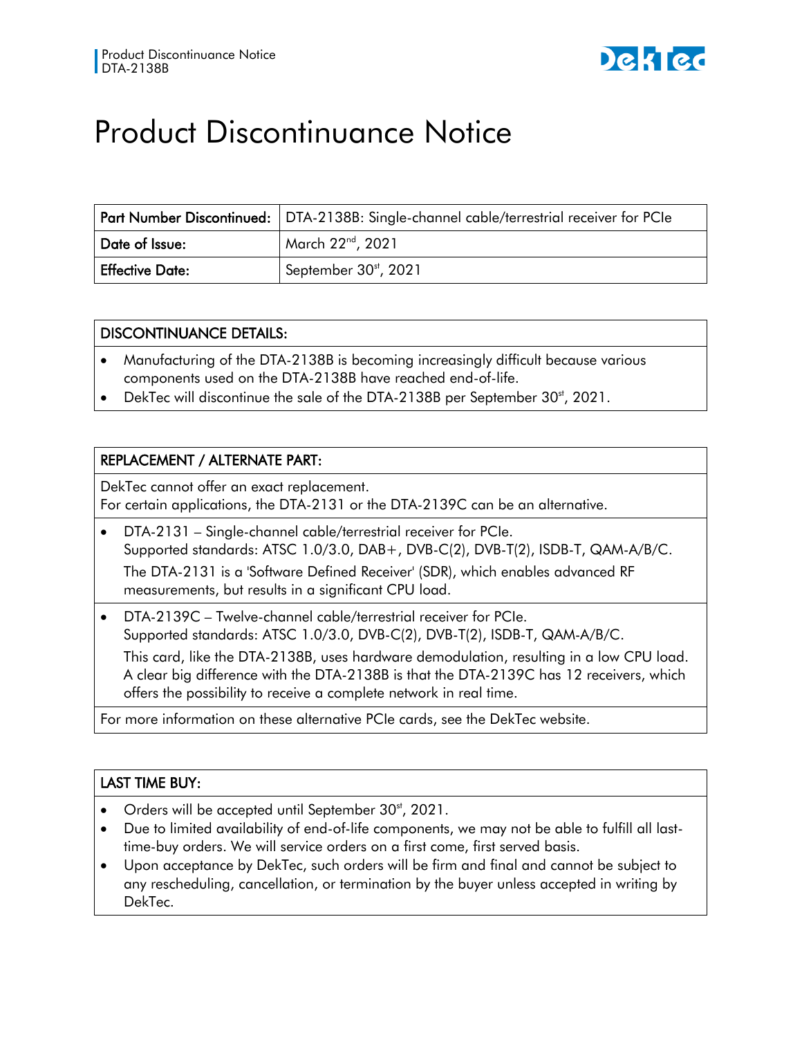# Product Discontinuance Notice

| Part Number Discontinued: | DTA-2138B: Single-channel cable/terrestrial receiver for PCIe |
|---|---|
| Date of Issue: | March 22nd, 2021 |
| Effective Date: | September 30st, 2021 |

## DISCONTINUANCE DETAILS:

- Manufacturing of the DTA-2138B is becoming increasingly difficult because various components used on the DTA-2138B have reached end-of-life.
- DekTec will discontinue the sale of the DTA-2138B per September 30st, 2021.

## REPLACEMENT / ALTERNATE PART:

DekTec cannot offer an exact replacement.
For certain applications, the DTA-2131 or the DTA-2139C can be an alternative.

- DTA-2131 – Single-channel cable/terrestrial receiver for PCIe.
  Supported standards: ATSC 1.0/3.0, DAB+, DVB-C(2), DVB-T(2), ISDB-T, QAM-A/B/C.

  The DTA-2131 is a 'Software Defined Receiver' (SDR), which enables advanced RF measurements, but results in a significant CPU load.
- DTA-2139C – Twelve-channel cable/terrestrial receiver for PCIe.
  Supported standards: ATSC 1.0/3.0, DVB-C(2), DVB-T(2), ISDB-T, QAM-A/B/C.

  This card, like the DTA-2138B, uses hardware demodulation, resulting in a low CPU load. A clear big difference with the DTA-2138B is that the DTA-2139C has 12 receivers, which offers the possibility to receive a complete network in real time.

For more information on these alternative PCIe cards, see the DekTec website.

## LAST TIME BUY:

- Orders will be accepted until September 30st, 2021.
- Due to limited availability of end-of-life components, we may not be able to fulfill all last-time-buy orders. We will service orders on a first come, first served basis.
- Upon acceptance by DekTec, such orders will be firm and final and cannot be subject to any rescheduling, cancellation, or termination by the buyer unless accepted in writing by DekTec.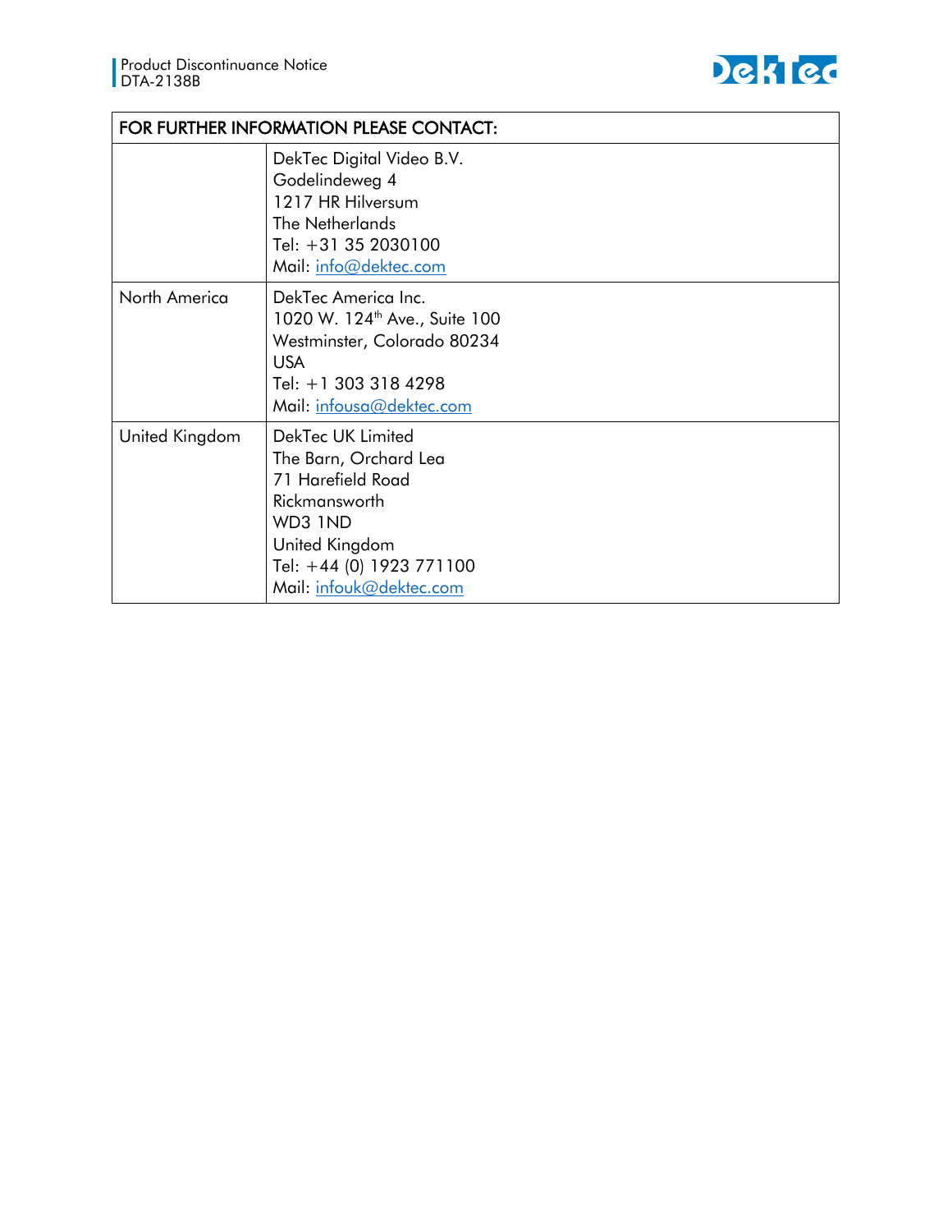| FOR FURTHER INFORMATION PLEASE CONTACT: | |
|---|---|
| | DekTec Digital Video B.V.<br>Godelindeweg 4<br>1217 HR Hilversum<br>The Netherlands<br>Tel: +31 35 2030100<br>Mail: info@dektec.com |
| North America | DekTec America Inc.<br>1020 W. 124th Ave., Suite 100<br>Westminster, Colorado 80234<br>USA<br>Tel: +1 303 318 4298<br>Mail: infousa@dektec.com |
| United Kingdom | DekTec UK Limited<br>The Barn, Orchard Lea<br>71 Harefield Road<br>Rickmansworth<br>WD3 1ND<br>United Kingdom<br>Tel: +44 (0) 1923 771100<br>Mail: infouk@dektec.com |